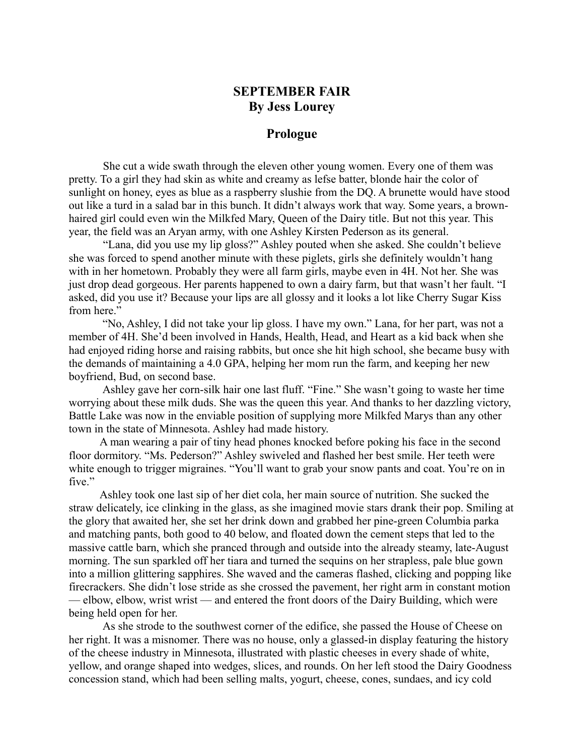# SEPTEMBER FAIR
## By Jess Lourey

## Prologue

She cut a wide swath through the eleven other young women. Every one of them was pretty. To a girl they had skin as white and creamy as lefse batter, blonde hair the color of sunlight on honey, eyes as blue as a raspberry slushie from the DQ. A brunette would have stood out like a turd in a salad bar in this bunch. It didn't always work that way. Some years, a brown-haired girl could even win the Milkfed Mary, Queen of the Dairy title. But not this year. This year, the field was an Aryan army, with one Ashley Kirsten Pederson as its general.

"Lana, did you use my lip gloss?" Ashley pouted when she asked. She couldn't believe she was forced to spend another minute with these piglets, girls she definitely wouldn't hang with in her hometown. Probably they were all farm girls, maybe even in 4H. Not her. She was just drop dead gorgeous. Her parents happened to own a dairy farm, but that wasn't her fault. "I asked, did you use it? Because your lips are all glossy and it looks a lot like Cherry Sugar Kiss from here."

"No, Ashley, I did not take your lip gloss. I have my own." Lana, for her part, was not a member of 4H. She'd been involved in Hands, Health, Head, and Heart as a kid back when she had enjoyed riding horse and raising rabbits, but once she hit high school, she became busy with the demands of maintaining a 4.0 GPA, helping her mom run the farm, and keeping her new boyfriend, Bud, on second base.

Ashley gave her corn-silk hair one last fluff. "Fine." She wasn't going to waste her time worrying about these milk duds. She was the queen this year. And thanks to her dazzling victory, Battle Lake was now in the enviable position of supplying more Milkfed Marys than any other town in the state of Minnesota. Ashley had made history.

A man wearing a pair of tiny head phones knocked before poking his face in the second floor dormitory. "Ms. Pederson?" Ashley swiveled and flashed her best smile. Her teeth were white enough to trigger migraines. "You'll want to grab your snow pants and coat. You're on in five."

Ashley took one last sip of her diet cola, her main source of nutrition. She sucked the straw delicately, ice clinking in the glass, as she imagined movie stars drank their pop. Smiling at the glory that awaited her, she set her drink down and grabbed her pine-green Columbia parka and matching pants, both good to 40 below, and floated down the cement steps that led to the massive cattle barn, which she pranced through and outside into the already steamy, late-August morning. The sun sparkled off her tiara and turned the sequins on her strapless, pale blue gown into a million glittering sapphires. She waved and the cameras flashed, clicking and popping like firecrackers. She didn't lose stride as she crossed the pavement, her right arm in constant motion — elbow, elbow, wrist wrist — and entered the front doors of the Dairy Building, which were being held open for her.

As she strode to the southwest corner of the edifice, she passed the House of Cheese on her right. It was a misnomer. There was no house, only a glassed-in display featuring the history of the cheese industry in Minnesota, illustrated with plastic cheeses in every shade of white, yellow, and orange shaped into wedges, slices, and rounds. On her left stood the Dairy Goodness concession stand, which had been selling malts, yogurt, cheese, cones, sundaes, and icy cold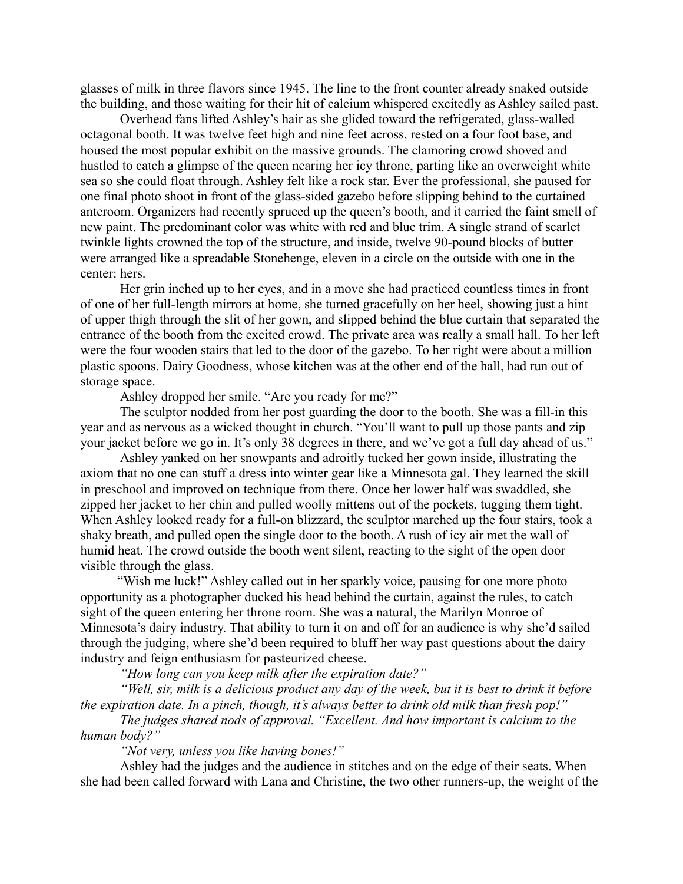glasses of milk in three flavors since 1945. The line to the front counter already snaked outside the building, and those waiting for their hit of calcium whispered excitedly as Ashley sailed past.

Overhead fans lifted Ashley's hair as she glided toward the refrigerated, glass-walled octagonal booth. It was twelve feet high and nine feet across, rested on a four foot base, and housed the most popular exhibit on the massive grounds. The clamoring crowd shoved and hustled to catch a glimpse of the queen nearing her icy throne, parting like an overweight white sea so she could float through. Ashley felt like a rock star. Ever the professional, she paused for one final photo shoot in front of the glass-sided gazebo before slipping behind to the curtained anteroom. Organizers had recently spruced up the queen's booth, and it carried the faint smell of new paint. The predominant color was white with red and blue trim. A single strand of scarlet twinkle lights crowned the top of the structure, and inside, twelve 90-pound blocks of butter were arranged like a spreadable Stonehenge, eleven in a circle on the outside with one in the center: hers.

Her grin inched up to her eyes, and in a move she had practiced countless times in front of one of her full-length mirrors at home, she turned gracefully on her heel, showing just a hint of upper thigh through the slit of her gown, and slipped behind the blue curtain that separated the entrance of the booth from the excited crowd. The private area was really a small hall. To her left were the four wooden stairs that led to the door of the gazebo. To her right were about a million plastic spoons. Dairy Goodness, whose kitchen was at the other end of the hall, had run out of storage space.

Ashley dropped her smile. "Are you ready for me?"

The sculptor nodded from her post guarding the door to the booth. She was a fill-in this year and as nervous as a wicked thought in church. "You'll want to pull up those pants and zip your jacket before we go in. It's only 38 degrees in there, and we've got a full day ahead of us."

Ashley yanked on her snowpants and adroitly tucked her gown inside, illustrating the axiom that no one can stuff a dress into winter gear like a Minnesota gal. They learned the skill in preschool and improved on technique from there. Once her lower half was swaddled, she zipped her jacket to her chin and pulled woolly mittens out of the pockets, tugging them tight. When Ashley looked ready for a full-on blizzard, the sculptor marched up the four stairs, took a shaky breath, and pulled open the single door to the booth. A rush of icy air met the wall of humid heat. The crowd outside the booth went silent, reacting to the sight of the open door visible through the glass.

"Wish me luck!" Ashley called out in her sparkly voice, pausing for one more photo opportunity as a photographer ducked his head behind the curtain, against the rules, to catch sight of the queen entering her throne room. She was a natural, the Marilyn Monroe of Minnesota's dairy industry. That ability to turn it on and off for an audience is why she'd sailed through the judging, where she'd been required to bluff her way past questions about the dairy industry and feign enthusiasm for pasteurized cheese.

*"How long can you keep milk after the expiration date?"*

*"Well, sir, milk is a delicious product any day of the week, but it is best to drink it before the expiration date. In a pinch, though, it's always better to drink old milk than fresh pop!"*

*The judges shared nods of approval. "Excellent. And how important is calcium to the human body?"*

*"Not very, unless you like having bones!"*

Ashley had the judges and the audience in stitches and on the edge of their seats. When she had been called forward with Lana and Christine, the two other runners-up, the weight of the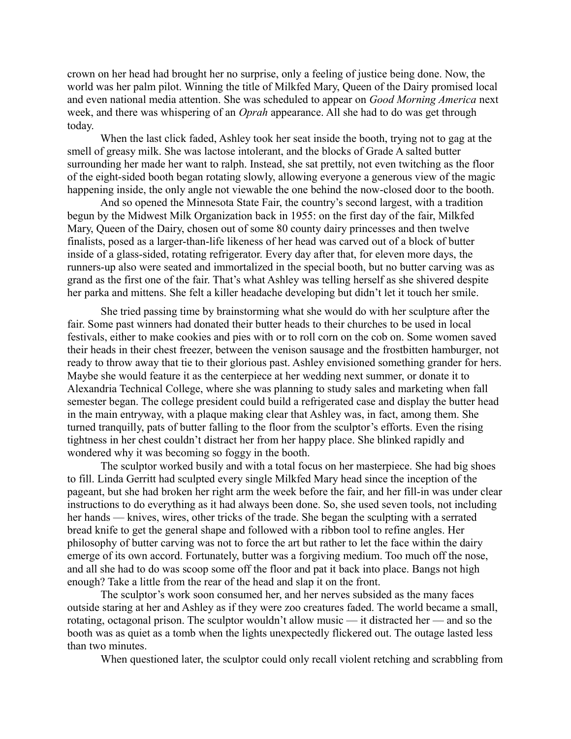crown on her head had brought her no surprise, only a feeling of justice being done. Now, the world was her palm pilot. Winning the title of Milkfed Mary, Queen of the Dairy promised local and even national media attention. She was scheduled to appear on *Good Morning America* next week, and there was whispering of an *Oprah* appearance. All she had to do was get through today.

When the last click faded, Ashley took her seat inside the booth, trying not to gag at the smell of greasy milk. She was lactose intolerant, and the blocks of Grade A salted butter surrounding her made her want to ralph. Instead, she sat prettily, not even twitching as the floor of the eight-sided booth began rotating slowly, allowing everyone a generous view of the magic happening inside, the only angle not viewable the one behind the now-closed door to the booth.

And so opened the Minnesota State Fair, the country's second largest, with a tradition begun by the Midwest Milk Organization back in 1955: on the first day of the fair, Milkfed Mary, Queen of the Dairy, chosen out of some 80 county dairy princesses and then twelve finalists, posed as a larger-than-life likeness of her head was carved out of a block of butter inside of a glass-sided, rotating refrigerator. Every day after that, for eleven more days, the runners-up also were seated and immortalized in the special booth, but no butter carving was as grand as the first one of the fair. That's what Ashley was telling herself as she shivered despite her parka and mittens. She felt a killer headache developing but didn't let it touch her smile.

She tried passing time by brainstorming what she would do with her sculpture after the fair. Some past winners had donated their butter heads to their churches to be used in local festivals, either to make cookies and pies with or to roll corn on the cob on. Some women saved their heads in their chest freezer, between the venison sausage and the frostbitten hamburger, not ready to throw away that tie to their glorious past. Ashley envisioned something grander for hers. Maybe she would feature it as the centerpiece at her wedding next summer, or donate it to Alexandria Technical College, where she was planning to study sales and marketing when fall semester began. The college president could build a refrigerated case and display the butter head in the main entryway, with a plaque making clear that Ashley was, in fact, among them. She turned tranquilly, pats of butter falling to the floor from the sculptor's efforts. Even the rising tightness in her chest couldn't distract her from her happy place. She blinked rapidly and wondered why it was becoming so foggy in the booth.

The sculptor worked busily and with a total focus on her masterpiece. She had big shoes to fill. Linda Gerritt had sculpted every single Milkfed Mary head since the inception of the pageant, but she had broken her right arm the week before the fair, and her fill-in was under clear instructions to do everything as it had always been done. So, she used seven tools, not including her hands — knives, wires, other tricks of the trade. She began the sculpting with a serrated bread knife to get the general shape and followed with a ribbon tool to refine angles. Her philosophy of butter carving was not to force the art but rather to let the face within the dairy emerge of its own accord. Fortunately, butter was a forgiving medium. Too much off the nose, and all she had to do was scoop some off the floor and pat it back into place. Bangs not high enough? Take a little from the rear of the head and slap it on the front.

The sculptor's work soon consumed her, and her nerves subsided as the many faces outside staring at her and Ashley as if they were zoo creatures faded. The world became a small, rotating, octagonal prison. The sculptor wouldn't allow music — it distracted her — and so the booth was as quiet as a tomb when the lights unexpectedly flickered out. The outage lasted less than two minutes.

When questioned later, the sculptor could only recall violent retching and scrabbling from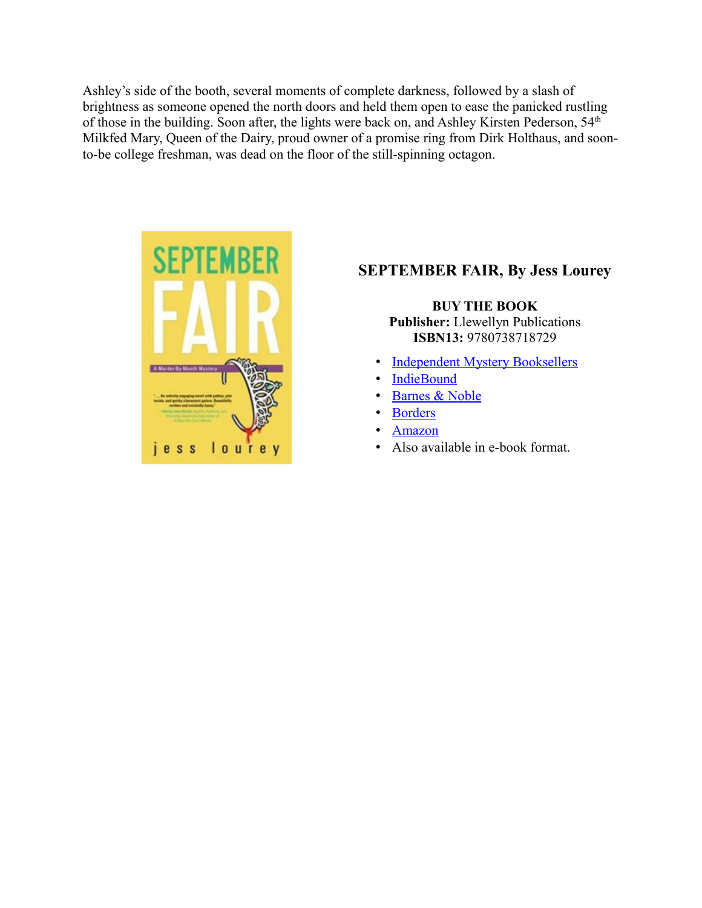Ashley's side of the booth, several moments of complete darkness, followed by a slash of brightness as someone opened the north doors and held them open to ease the panicked rustling of those in the building. Soon after, the lights were back on, and Ashley Kirsten Pederson, 54th Milkfed Mary, Queen of the Dairy, proud owner of a promise ring from Dirk Holthaus, and soon-to-be college freshman, was dead on the floor of the still-spinning octagon.

## SEPTEMBER FAIR, By Jess Lourey

**BUY THE BOOK**
**Publisher:** Llewellyn Publications
**ISBN13:** 9780738718729

- Independent Mystery Booksellers
- IndieBound
- Barnes & Noble
- Borders
- Amazon
- Also available in e-book format.